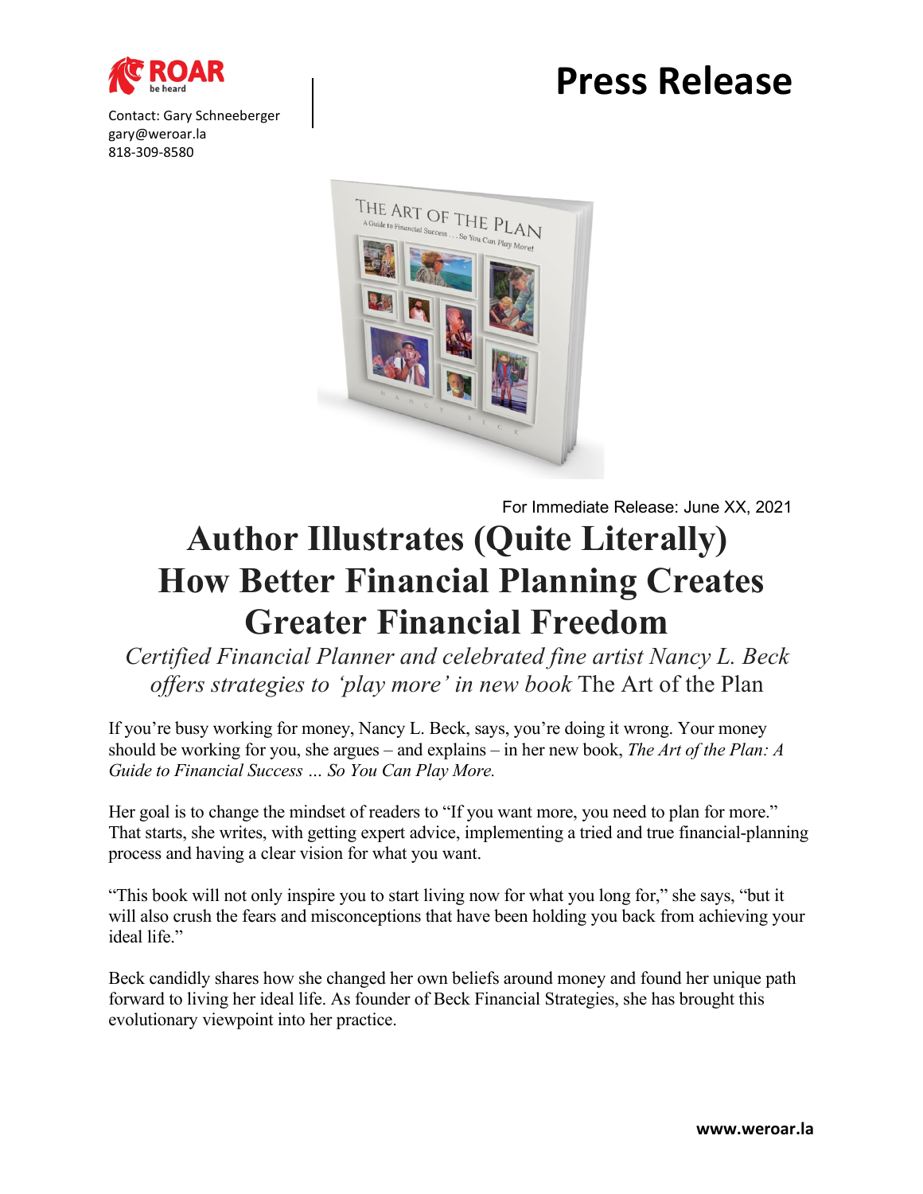ROAR be heard

Contact: Gary Schneeberger
gary@weroar.la
818-309-8580

# Press Release

For Immediate Release: June XX, 2021

# Author Illustrates (Quite Literally) How Better Financial Planning Creates Greater Financial Freedom

*Certified Financial Planner and celebrated fine artist Nancy L. Beck offers strategies to 'play more' in new book* The Art of the Plan

If you're busy working for money, Nancy L. Beck, says, you're doing it wrong. Your money should be working for you, she argues – and explains – in her new book, *The Art of the Plan: A Guide to Financial Success … So You Can Play More.*

Her goal is to change the mindset of readers to "If you want more, you need to plan for more." That starts, she writes, with getting expert advice, implementing a tried and true financial-planning process and having a clear vision for what you want.

"This book will not only inspire you to start living now for what you long for," she says, "but it will also crush the fears and misconceptions that have been holding you back from achieving your ideal life."

Beck candidly shares how she changed her own beliefs around money and found her unique path forward to living her ideal life. As founder of Beck Financial Strategies, she has brought this evolutionary viewpoint into her practice.

**www.weroar.la**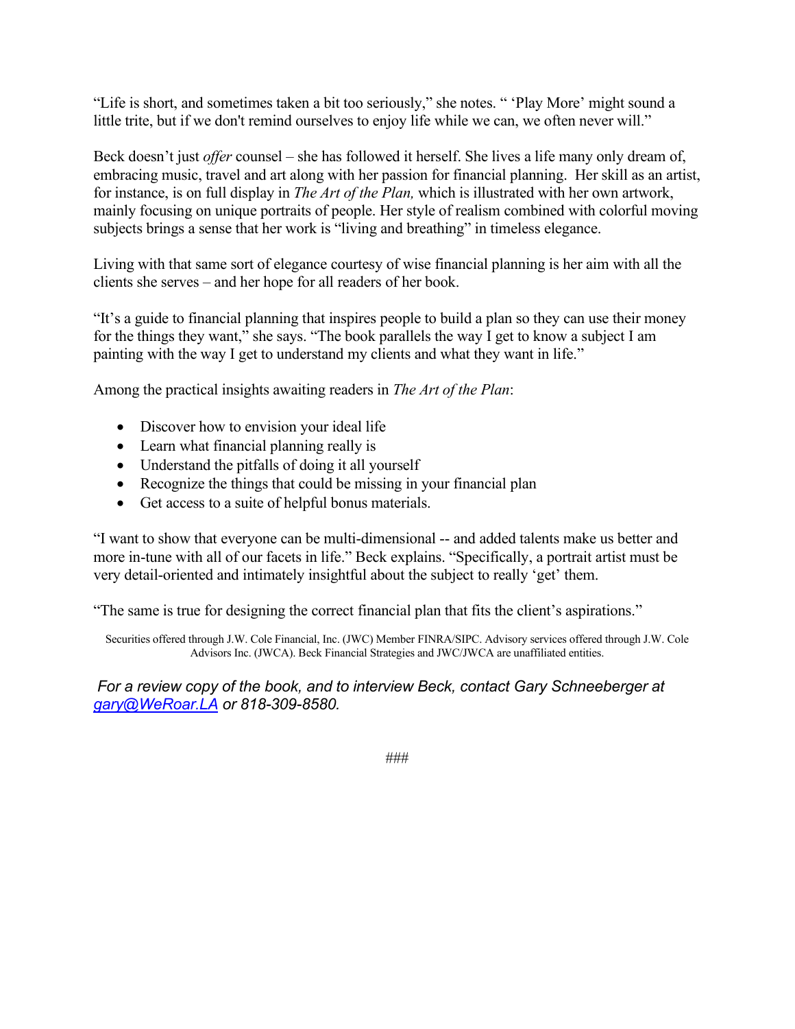"Life is short, and sometimes taken a bit too seriously," she notes. " 'Play More' might sound a little trite, but if we don't remind ourselves to enjoy life while we can, we often never will."

Beck doesn't just *offer* counsel – she has followed it herself. She lives a life many only dream of, embracing music, travel and art along with her passion for financial planning. Her skill as an artist, for instance, is on full display in *The Art of the Plan,* which is illustrated with her own artwork, mainly focusing on unique portraits of people. Her style of realism combined with colorful moving subjects brings a sense that her work is "living and breathing" in timeless elegance.

Living with that same sort of elegance courtesy of wise financial planning is her aim with all the clients she serves – and her hope for all readers of her book.

"It's a guide to financial planning that inspires people to build a plan so they can use their money for the things they want," she says. "The book parallels the way I get to know a subject I am painting with the way I get to understand my clients and what they want in life."

Among the practical insights awaiting readers in *The Art of the Plan*:

- Discover how to envision your ideal life
- Learn what financial planning really is
- Understand the pitfalls of doing it all yourself
- Recognize the things that could be missing in your financial plan
- Get access to a suite of helpful bonus materials.

"I want to show that everyone can be multi-dimensional -- and added talents make us better and more in-tune with all of our facets in life." Beck explains. "Specifically, a portrait artist must be very detail-oriented and intimately insightful about the subject to really 'get' them.

"The same is true for designing the correct financial plan that fits the client's aspirations."

Securities offered through J.W. Cole Financial, Inc. (JWC) Member FINRA/SIPC. Advisory services offered through J.W. Cole Advisors Inc. (JWCA). Beck Financial Strategies and JWC/JWCA are unaffiliated entities.

*For a review copy of the book, and to interview Beck, contact Gary Schneeberger at [gary@WeRoar.LA](mailto:gary@WeRoar.LA) or 818-309-8580.*

###